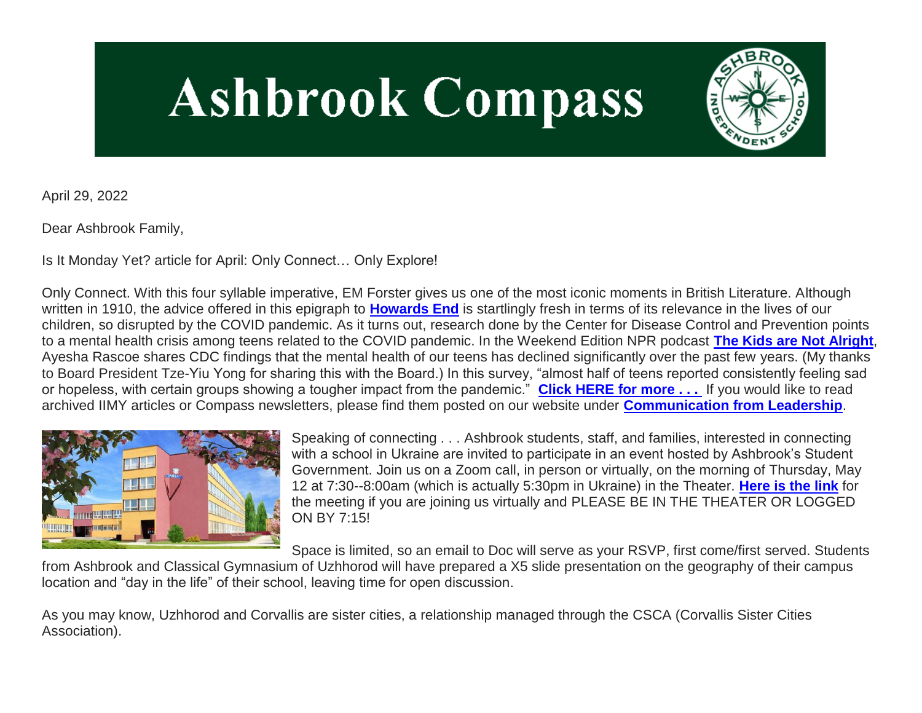# Ashbrook Compass

April 29, 2022

Dear Ashbrook Family,

Is It Monday Yet? article for April: Only Connect… Only Explore!

Only Connect. With this four syllable imperative, EM Forster gives us one of the most iconic moments in British Literature. Although written in 1910, the advice offered in this epigraph to **Howards End** is startlingly fresh in terms of its relevance in the lives of our children, so disrupted by the COVID pandemic. As it turns out, research done by the Center for Disease Control and Prevention points to a mental health crisis among teens related to the COVID pandemic. In the Weekend Edition NPR podcast **The Kids are Not Alright**, Ayesha Rascoe shares CDC findings that the mental health of our teens has declined significantly over the past few years. (My thanks to Board President Tze-Yiu Yong for sharing this with the Board.) In this survey, "almost half of teens reported consistently feeling sad or hopeless, with certain groups showing a tougher impact from the pandemic." **Click HERE for more . . .** If you would like to read archived IIMY articles or Compass newsletters, please find them posted on our website under **Communication from Leadership**.

Speaking of connecting . . . Ashbrook students, staff, and families, interested in connecting with a school in Ukraine are invited to participate in an event hosted by Ashbrook's Student Government. Join us on a Zoom call, in person or virtually, on the morning of Thursday, May 12 at 7:30--8:00am (which is actually 5:30pm in Ukraine) in the Theater. **Here is the link** for the meeting if you are joining us virtually and PLEASE BE IN THE THEATER OR LOGGED ON BY 7:15!

Space is limited, so an email to Doc will serve as your RSVP, first come/first served. Students from Ashbrook and Classical Gymnasium of Uzhhorod will have prepared a X5 slide presentation on the geography of their campus location and "day in the life" of their school, leaving time for open discussion.

As you may know, Uzhhorod and Corvallis are sister cities, a relationship managed through the CSCA (Corvallis Sister Cities Association).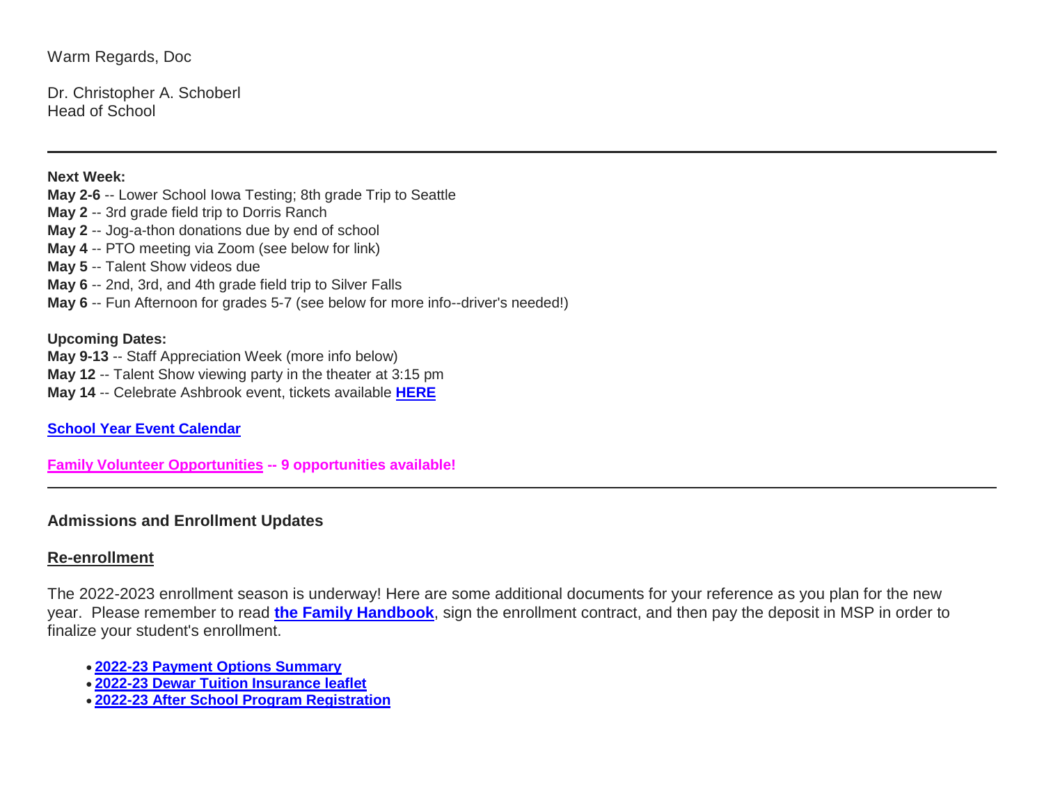Warm Regards, Doc

Dr. Christopher A. Schoberl
Head of School

---

**Next Week:**
**May 2-6** -- Lower School Iowa Testing; 8th grade Trip to Seattle
**May 2** -- 3rd grade field trip to Dorris Ranch
**May 2** -- Jog-a-thon donations due by end of school
**May 4** -- PTO meeting via Zoom (see below for link)
**May 5** -- Talent Show videos due
**May 6** -- 2nd, 3rd, and 4th grade field trip to Silver Falls
**May 6** -- Fun Afternoon for grades 5-7 (see below for more info--driver's needed!)

**Upcoming Dates:**
**May 9-13** -- Staff Appreciation Week (more info below)
**May 12** -- Talent Show viewing party in the theater at 3:15 pm
**May 14** -- Celebrate Ashbrook event, tickets available **HERE**

**School Year Event Calendar**

**Family Volunteer Opportunities -- 9 opportunities available!**

---

### Admissions and Enrollment Updates

#### Re-enrollment

The 2022-2023 enrollment season is underway! Here are some additional documents for your reference as you plan for the new year. Please remember to read **the Family Handbook**, sign the enrollment contract, and then pay the deposit in MSP in order to finalize your student's enrollment.

- **2022-23 Payment Options Summary**
- **2022-23 Dewar Tuition Insurance leaflet**
- **2022-23 After School Program Registration**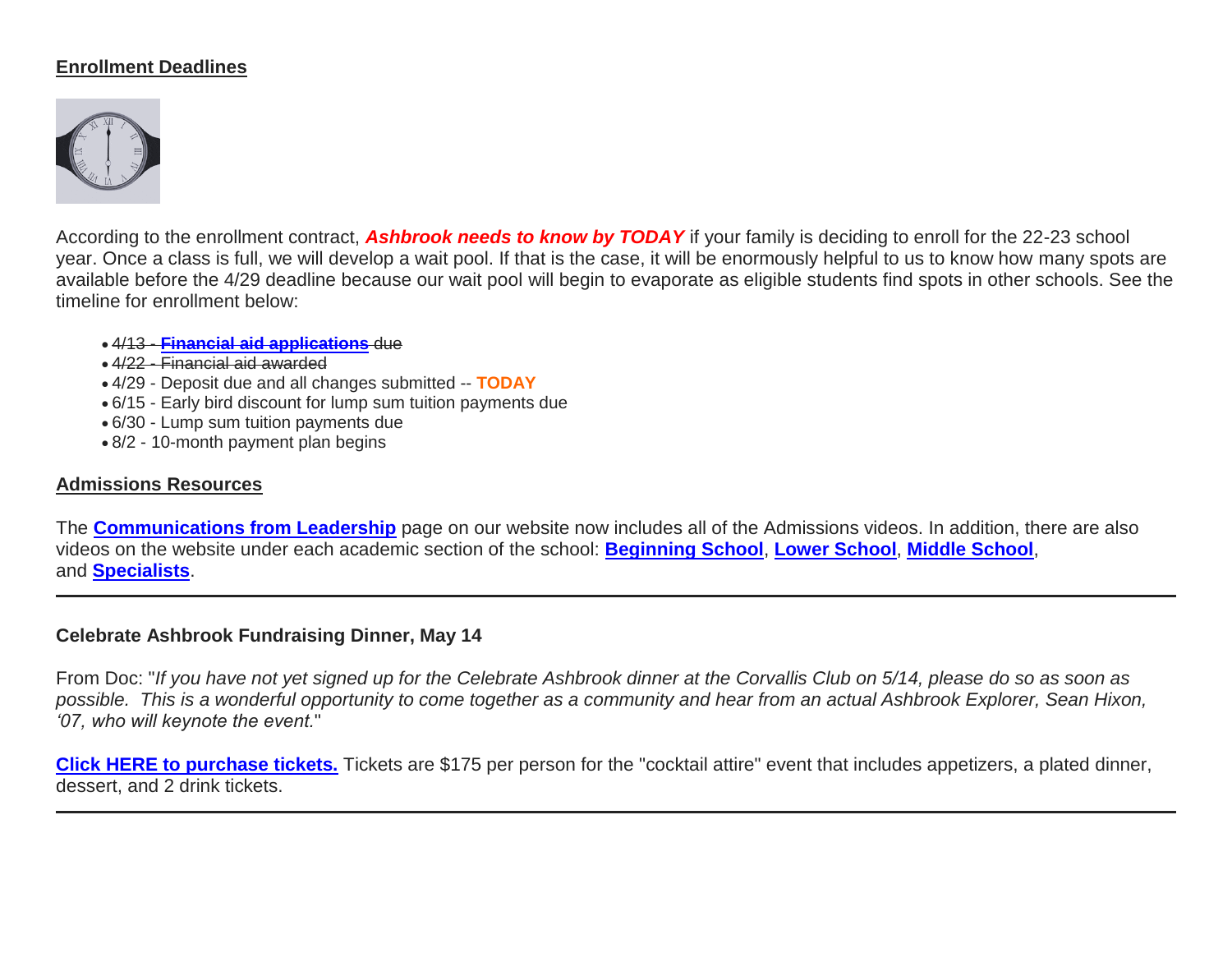## Enrollment Deadlines

According to the enrollment contract, ***Ashbrook needs to know by TODAY*** if your family is deciding to enroll for the 22-23 school year. Once a class is full, we will develop a wait pool. If that is the case, it will be enormously helpful to us to know how many spots are available before the 4/29 deadline because our wait pool will begin to evaporate as eligible students find spots in other schools. See the timeline for enrollment below:

- ~~4/13 - **Financial aid applications** due~~
- ~~4/22 - Financial aid awarded~~
- 4/29 - Deposit due and all changes submitted -- **TODAY**
- 6/15 - Early bird discount for lump sum tuition payments due
- 6/30 - Lump sum tuition payments due
- 8/2 - 10-month payment plan begins

## Admissions Resources

The **Communications from Leadership** page on our website now includes all of the Admissions videos. In addition, there are also videos on the website under each academic section of the school: **Beginning School**, **Lower School**, **Middle School**, and **Specialists**.

---

**Celebrate Ashbrook Fundraising Dinner, May 14**

From Doc: "*If you have not yet signed up for the Celebrate Ashbrook dinner at the Corvallis Club on 5/14, please do so as soon as possible. This is a wonderful opportunity to come together as a community and hear from an actual Ashbrook Explorer, Sean Hixon, '07, who will keynote the event.*"

**Click HERE to purchase tickets.** Tickets are $175 per person for the "cocktail attire" event that includes appetizers, a plated dinner, dessert, and 2 drink tickets.

---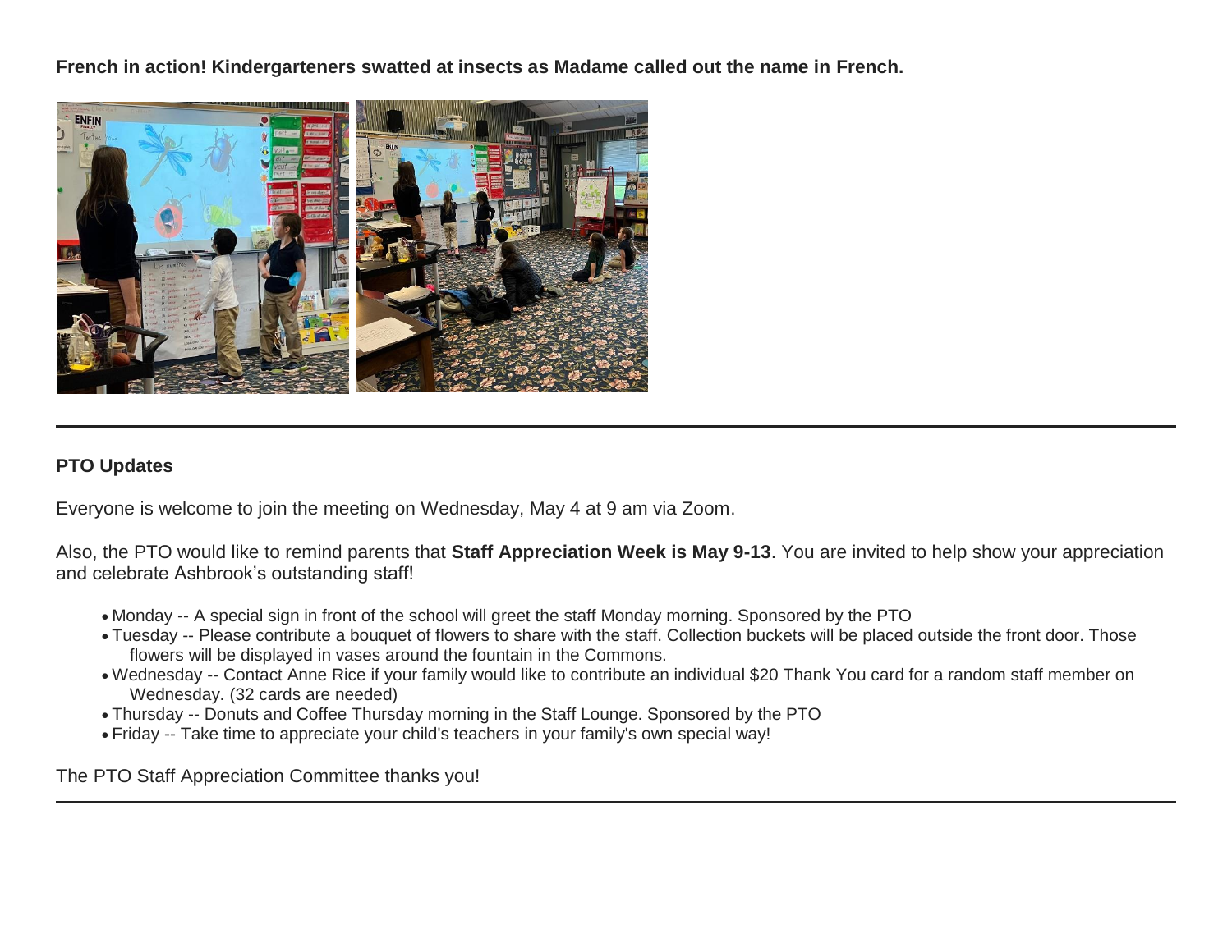**French in action! Kindergarteners swatted at insects as Madame called out the name in French.**

---

**PTO Updates**

Everyone is welcome to join the meeting on Wednesday, May 4 at 9 am via Zoom.

Also, the PTO would like to remind parents that **Staff Appreciation Week is May 9-13**. You are invited to help show your appreciation and celebrate Ashbrook's outstanding staff!

- Monday -- A special sign in front of the school will greet the staff Monday morning. Sponsored by the PTO
- Tuesday -- Please contribute a bouquet of flowers to share with the staff. Collection buckets will be placed outside the front door. Those flowers will be displayed in vases around the fountain in the Commons.
- Wednesday -- Contact Anne Rice if your family would like to contribute an individual $20 Thank You card for a random staff member on Wednesday. (32 cards are needed)
- Thursday -- Donuts and Coffee Thursday morning in the Staff Lounge. Sponsored by the PTO
- Friday -- Take time to appreciate your child's teachers in your family's own special way!

The PTO Staff Appreciation Committee thanks you!

---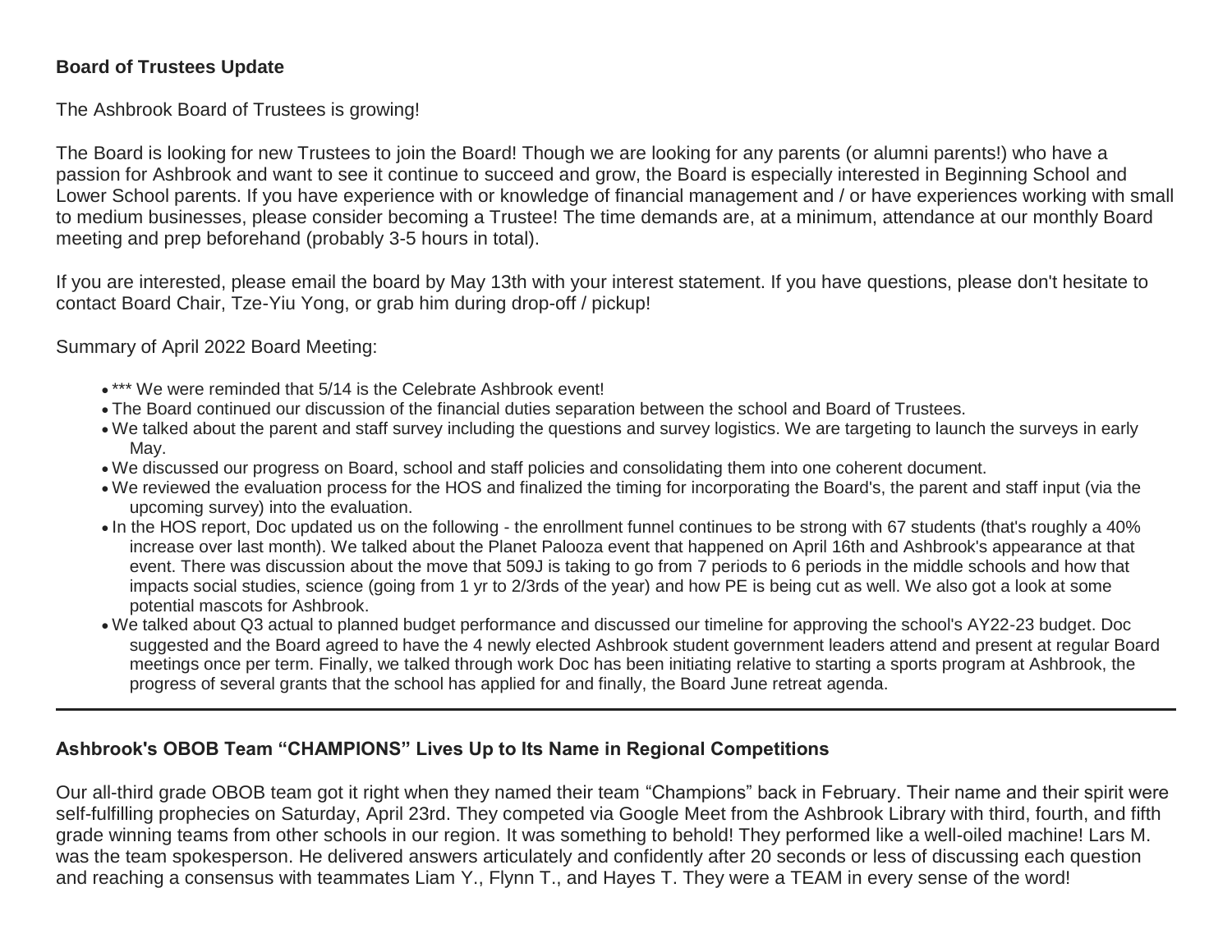**Board of Trustees Update**

The Ashbrook Board of Trustees is growing!

The Board is looking for new Trustees to join the Board! Though we are looking for any parents (or alumni parents!) who have a passion for Ashbrook and want to see it continue to succeed and grow, the Board is especially interested in Beginning School and Lower School parents. If you have experience with or knowledge of financial management and / or have experiences working with small to medium businesses, please consider becoming a Trustee! The time demands are, at a minimum, attendance at our monthly Board meeting and prep beforehand (probably 3-5 hours in total).

If you are interested, please email the board by May 13th with your interest statement. If you have questions, please don't hesitate to contact Board Chair, Tze-Yiu Yong, or grab him during drop-off / pickup!

Summary of April 2022 Board Meeting:

- *** We were reminded that 5/14 is the Celebrate Ashbrook event!
- The Board continued our discussion of the financial duties separation between the school and Board of Trustees.
- We talked about the parent and staff survey including the questions and survey logistics. We are targeting to launch the surveys in early May.
- We discussed our progress on Board, school and staff policies and consolidating them into one coherent document.
- We reviewed the evaluation process for the HOS and finalized the timing for incorporating the Board's, the parent and staff input (via the upcoming survey) into the evaluation.
- In the HOS report, Doc updated us on the following - the enrollment funnel continues to be strong with 67 students (that's roughly a 40% increase over last month). We talked about the Planet Palooza event that happened on April 16th and Ashbrook's appearance at that event. There was discussion about the move that 509J is taking to go from 7 periods to 6 periods in the middle schools and how that impacts social studies, science (going from 1 yr to 2/3rds of the year) and how PE is being cut as well. We also got a look at some potential mascots for Ashbrook.
- We talked about Q3 actual to planned budget performance and discussed our timeline for approving the school's AY22-23 budget. Doc suggested and the Board agreed to have the 4 newly elected Ashbrook student government leaders attend and present at regular Board meetings once per term. Finally, we talked through work Doc has been initiating relative to starting a sports program at Ashbrook, the progress of several grants that the school has applied for and finally, the Board June retreat agenda.

---

**Ashbrook's OBOB Team "CHAMPIONS" Lives Up to Its Name in Regional Competitions**

Our all-third grade OBOB team got it right when they named their team "Champions" back in February. Their name and their spirit were self-fulfilling prophecies on Saturday, April 23rd. They competed via Google Meet from the Ashbrook Library with third, fourth, and fifth grade winning teams from other schools in our region. It was something to behold! They performed like a well-oiled machine! Lars M. was the team spokesperson. He delivered answers articulately and confidently after 20 seconds or less of discussing each question and reaching a consensus with teammates Liam Y., Flynn T., and Hayes T. They were a TEAM in every sense of the word!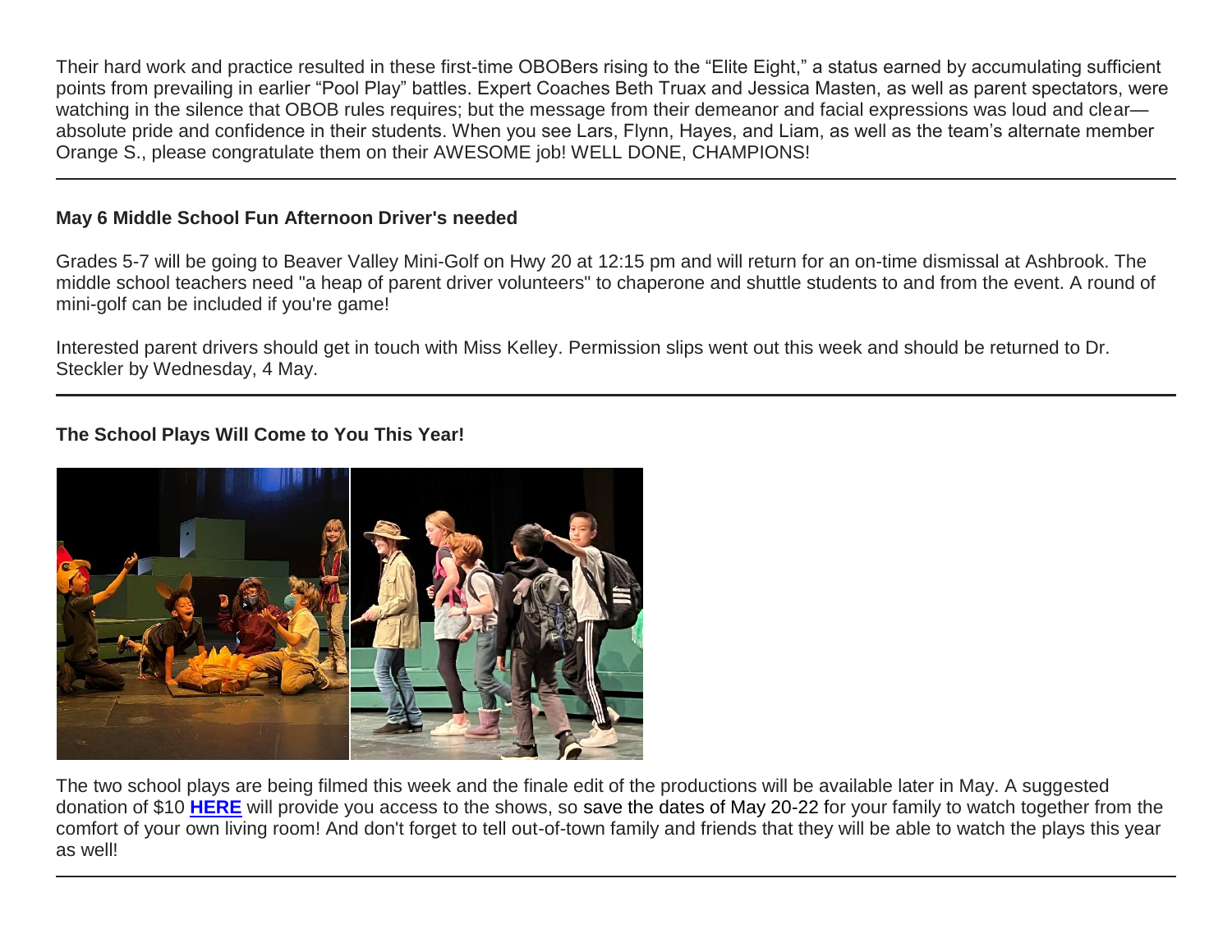Their hard work and practice resulted in these first-time OBOBers rising to the "Elite Eight," a status earned by accumulating sufficient points from prevailing in earlier "Pool Play" battles. Expert Coaches Beth Truax and Jessica Masten, as well as parent spectators, were watching in the silence that OBOB rules requires; but the message from their demeanor and facial expressions was loud and clear—absolute pride and confidence in their students. When you see Lars, Flynn, Hayes, and Liam, as well as the team's alternate member Orange S., please congratulate them on their AWESOME job! WELL DONE, CHAMPIONS!

---

**May 6 Middle School Fun Afternoon Driver's needed**

Grades 5-7 will be going to Beaver Valley Mini-Golf on Hwy 20 at 12:15 pm and will return for an on-time dismissal at Ashbrook. The middle school teachers need "a heap of parent driver volunteers" to chaperone and shuttle students to and from the event. A round of mini-golf can be included if you're game!

Interested parent drivers should get in touch with Miss Kelley. Permission slips went out this week and should be returned to Dr. Steckler by Wednesday, 4 May.

---

**The School Plays Will Come to You This Year!**

The two school plays are being filmed this week and the finale edit of the productions will be available later in May. A suggested donation of $10 **HERE** will provide you access to the shows, so save the dates of May 20-22 for your family to watch together from the comfort of your own living room! And don't forget to tell out-of-town family and friends that they will be able to watch the plays this year as well!

---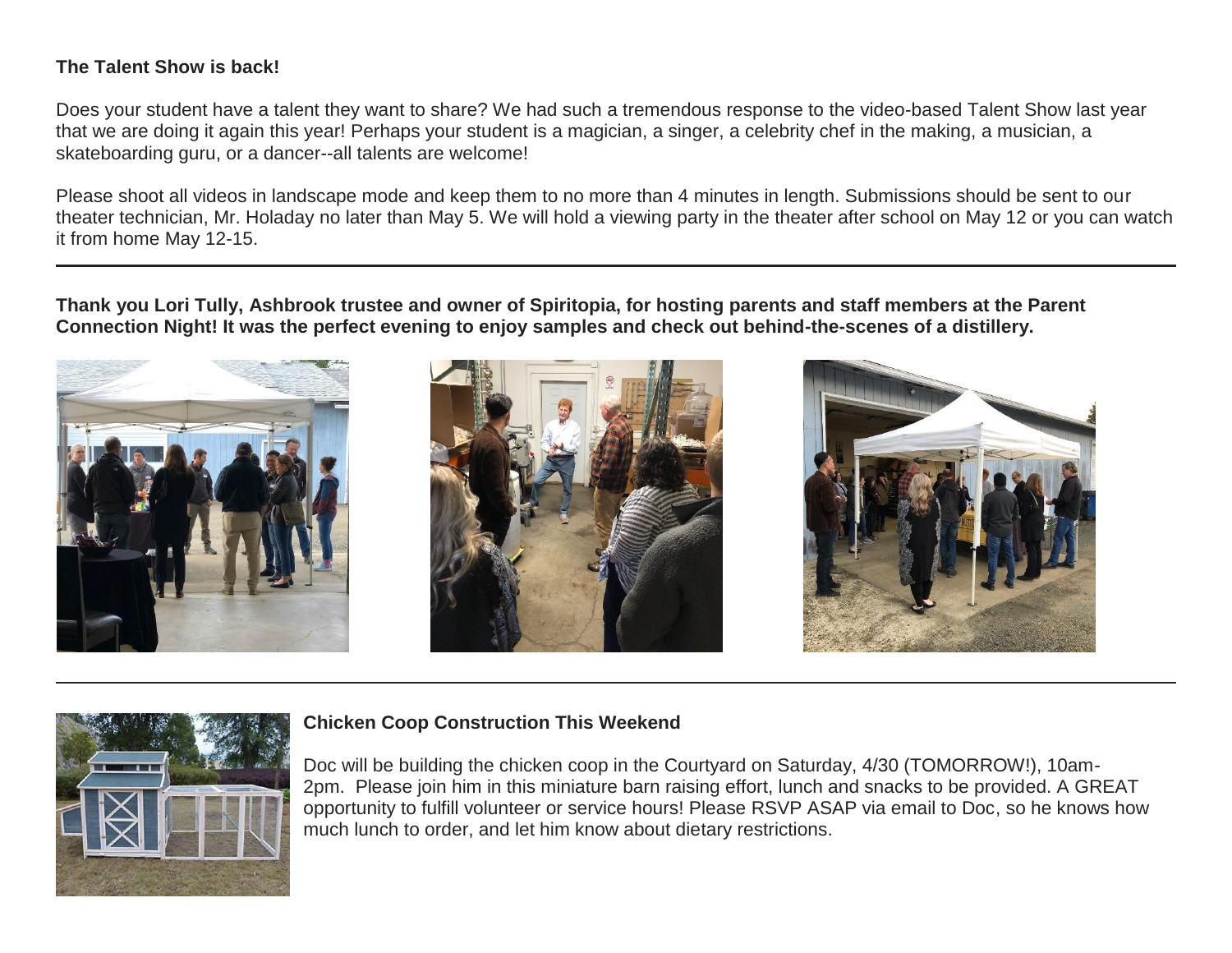**The Talent Show is back!**

Does your student have a talent they want to share? We had such a tremendous response to the video-based Talent Show last year that we are doing it again this year! Perhaps your student is a magician, a singer, a celebrity chef in the making, a musician, a skateboarding guru, or a dancer--all talents are welcome!

Please shoot all videos in landscape mode and keep them to no more than 4 minutes in length. Submissions should be sent to our theater technician, Mr. Holaday no later than May 5. We will hold a viewing party in the theater after school on May 12 or you can watch it from home May 12-15.

---

**Thank you Lori Tully, Ashbrook trustee and owner of Spiritopia, for hosting parents and staff members at the Parent Connection Night! It was the perfect evening to enjoy samples and check out behind-the-scenes of a distillery.**

---

**Chicken Coop Construction This Weekend**

Doc will be building the chicken coop in the Courtyard on Saturday, 4/30 (TOMORROW!), 10am-2pm. Please join him in this miniature barn raising effort, lunch and snacks to be provided. A GREAT opportunity to fulfill volunteer or service hours! Please RSVP ASAP via email to Doc, so he knows how much lunch to order, and let him know about dietary restrictions.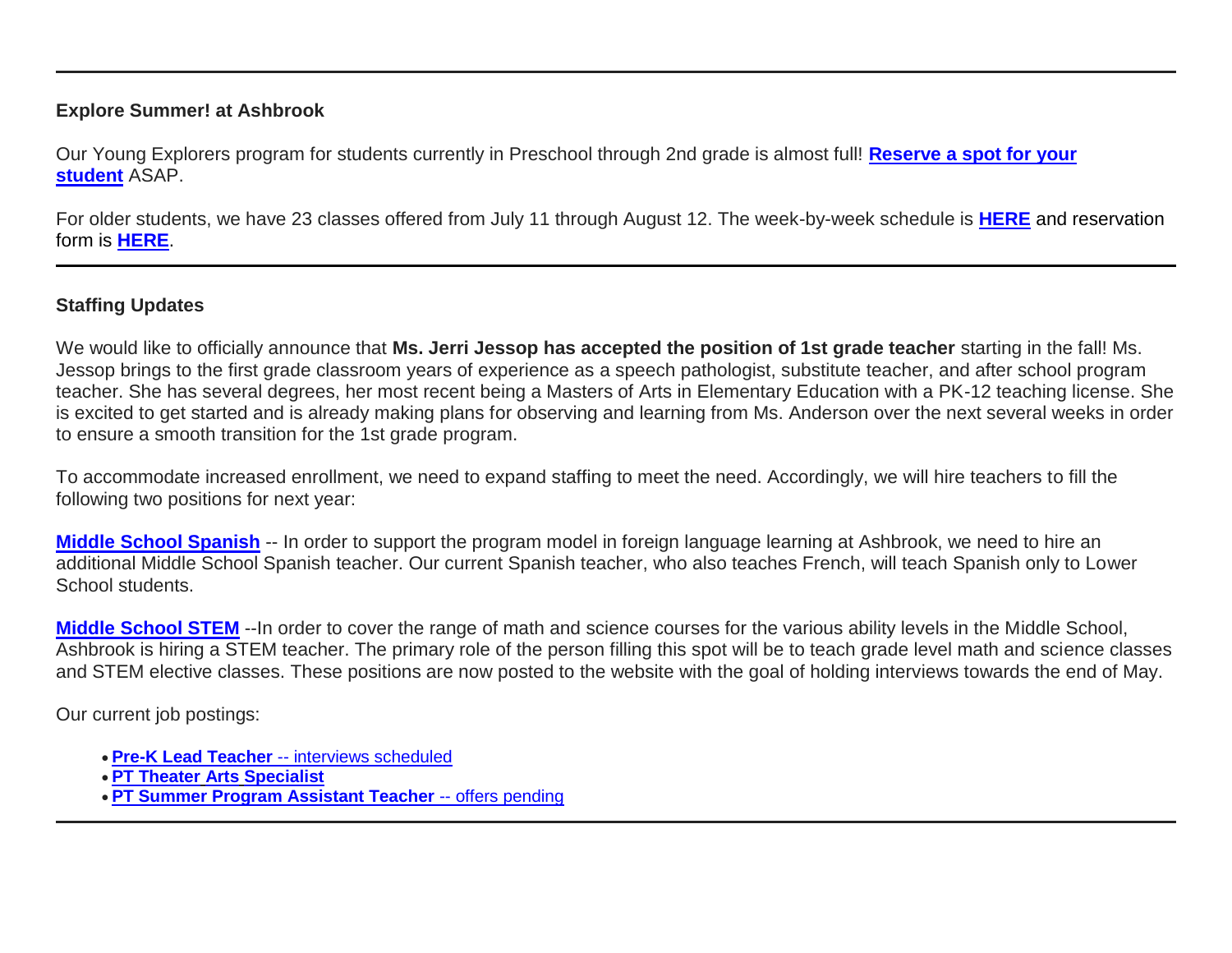---

**Explore Summer! at Ashbrook**

Our Young Explorers program for students currently in Preschool through 2nd grade is almost full! **Reserve a spot for your student** ASAP.

For older students, we have 23 classes offered from July 11 through August 12. The week-by-week schedule is **HERE** and reservation form is **HERE**.

---

**Staffing Updates**

We would like to officially announce that **Ms. Jerri Jessop has accepted the position of 1st grade teacher** starting in the fall! Ms. Jessop brings to the first grade classroom years of experience as a speech pathologist, substitute teacher, and after school program teacher. She has several degrees, her most recent being a Masters of Arts in Elementary Education with a PK-12 teaching license. She is excited to get started and is already making plans for observing and learning from Ms. Anderson over the next several weeks in order to ensure a smooth transition for the 1st grade program.

To accommodate increased enrollment, we need to expand staffing to meet the need. Accordingly, we will hire teachers to fill the following two positions for next year:

**Middle School Spanish** -- In order to support the program model in foreign language learning at Ashbrook, we need to hire an additional Middle School Spanish teacher. Our current Spanish teacher, who also teaches French, will teach Spanish only to Lower School students.

**Middle School STEM** --In order to cover the range of math and science courses for the various ability levels in the Middle School, Ashbrook is hiring a STEM teacher. The primary role of the person filling this spot will be to teach grade level math and science classes and STEM elective classes. These positions are now posted to the website with the goal of holding interviews towards the end of May.

Our current job postings:

- **Pre-K Lead Teacher** -- interviews scheduled
- **PT Theater Arts Specialist**
- **PT Summer Program Assistant Teacher** -- offers pending

---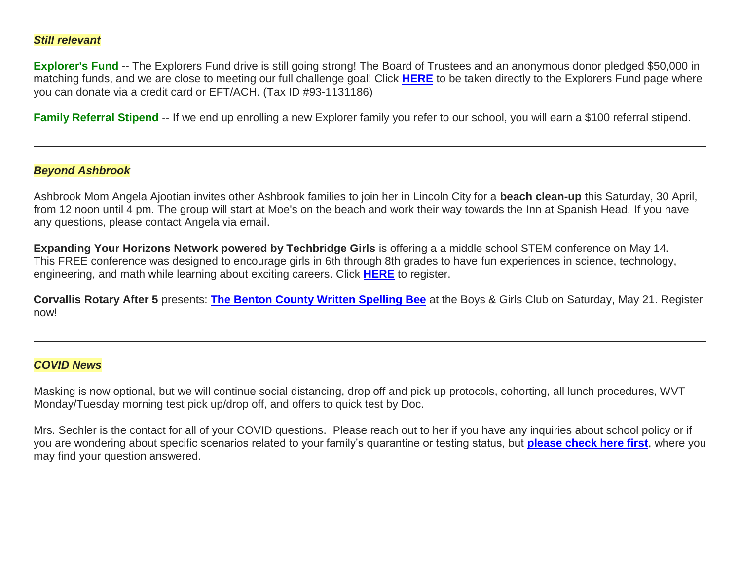***Still relevant***

**Explorer's Fund** -- The Explorers Fund drive is still going strong! The Board of Trustees and an anonymous donor pledged $50,000 in matching funds, and we are close to meeting our full challenge goal! Click **HERE** to be taken directly to the Explorers Fund page where you can donate via a credit card or EFT/ACH. (Tax ID #93-1131186)

**Family Referral Stipend** -- If we end up enrolling a new Explorer family you refer to our school, you will earn a $100 referral stipend.

---

***Beyond Ashbrook***

Ashbrook Mom Angela Ajootian invites other Ashbrook families to join her in Lincoln City for a **beach clean-up** this Saturday, 30 April, from 12 noon until 4 pm. The group will start at Moe's on the beach and work their way towards the Inn at Spanish Head. If you have any questions, please contact Angela via email.

**Expanding Your Horizons Network powered by Techbridge Girls** is offering a a middle school STEM conference on May 14. This FREE conference was designed to encourage girls in 6th through 8th grades to have fun experiences in science, technology, engineering, and math while learning about exciting careers. Click **HERE** to register.

**Corvallis Rotary After 5** presents: **The Benton County Written Spelling Bee** at the Boys & Girls Club on Saturday, May 21. Register now!

---

***COVID News***

Masking is now optional, but we will continue social distancing, drop off and pick up protocols, cohorting, all lunch procedures, WVT Monday/Tuesday morning test pick up/drop off, and offers to quick test by Doc.

Mrs. Sechler is the contact for all of your COVID questions. Please reach out to her if you have any inquiries about school policy or if you are wondering about specific scenarios related to your family's quarantine or testing status, but **please check here first**, where you may find your question answered.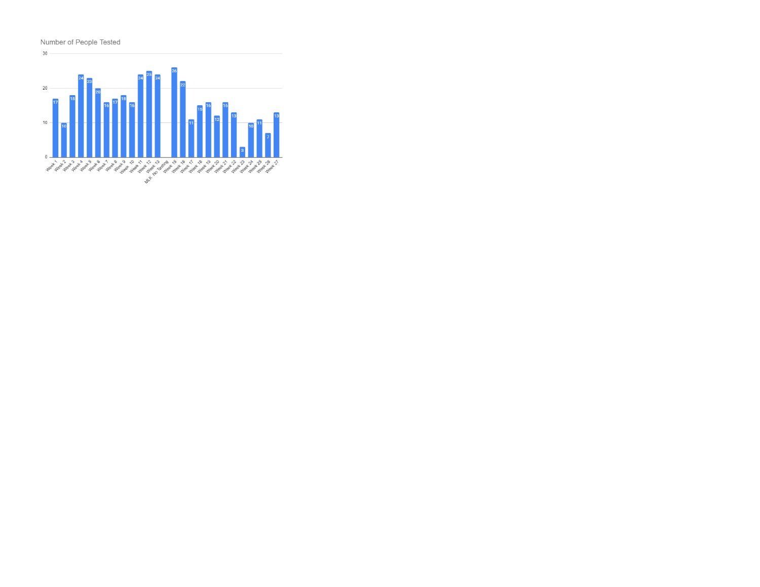Number of People Tested

30
20
10
0

17
10
18
24
23
20
16
17
18
16
24
25
24
26
22
11
15
16
12
16
13
3
10
11
7
13

Week 1
Week 2
Week 3
Week 4
Week 5
Week 6
Week 7
Week 8
Week 9
Week 10
Week 11
Week 12
Week 13
MLK No Testing
Week 15
Week 16
Week 17
Week 18
Week 19
Week 20
Week 21
Week 22
Week 23
Week 24
Week 25
Week 26
Week 27